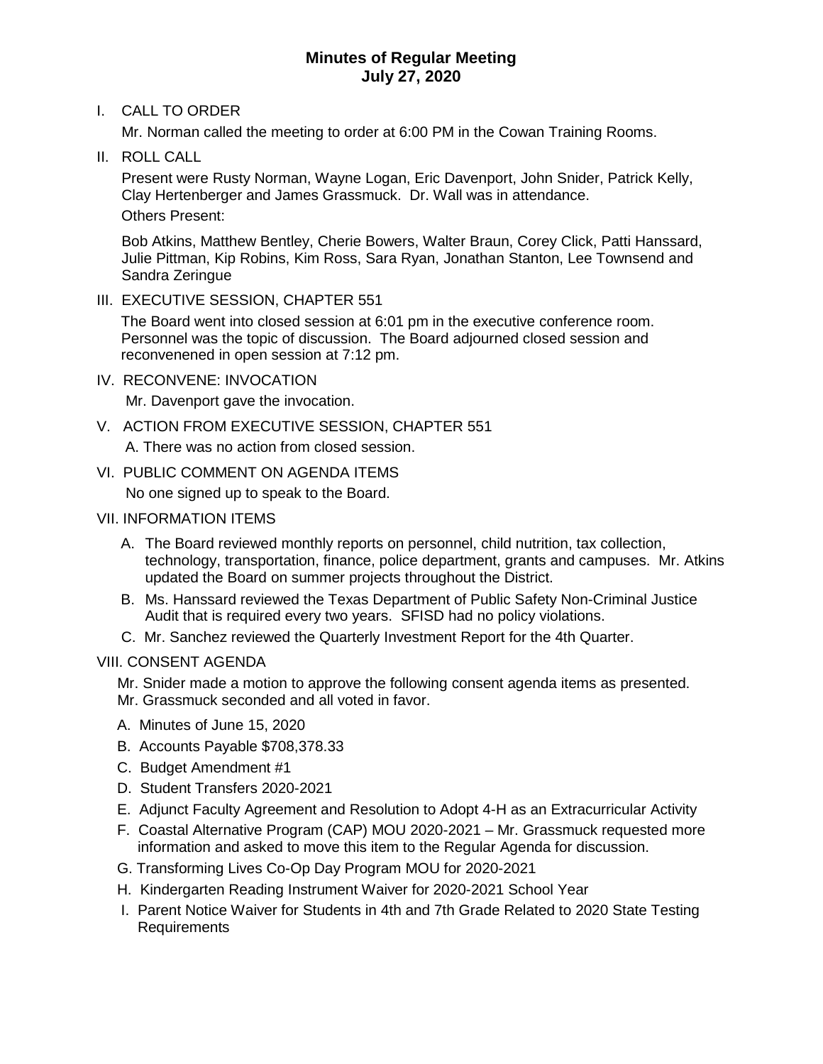# Minutes of Regular Meeting
## July 27, 2020

I. CALL TO ORDER

Mr. Norman called the meeting to order at 6:00 PM in the Cowan Training Rooms.

II. ROLL CALL

Present were Rusty Norman, Wayne Logan, Eric Davenport, John Snider, Patrick Kelly, Clay Hertenberger and James Grassmuck. Dr. Wall was in attendance.

Others Present:

Bob Atkins, Matthew Bentley, Cherie Bowers, Walter Braun, Corey Click, Patti Hanssard, Julie Pittman, Kip Robins, Kim Ross, Sara Ryan, Jonathan Stanton, Lee Townsend and Sandra Zeringue

III. EXECUTIVE SESSION, CHAPTER 551

The Board went into closed session at 6:01 pm in the executive conference room. Personnel was the topic of discussion. The Board adjourned closed session and reconvenened in open session at 7:12 pm.

IV. RECONVENE: INVOCATION

Mr. Davenport gave the invocation.

V. ACTION FROM EXECUTIVE SESSION, CHAPTER 551

A. There was no action from closed session.

VI. PUBLIC COMMENT ON AGENDA ITEMS

No one signed up to speak to the Board.

VII. INFORMATION ITEMS

A. The Board reviewed monthly reports on personnel, child nutrition, tax collection, technology, transportation, finance, police department, grants and campuses. Mr. Atkins updated the Board on summer projects throughout the District.

B. Ms. Hanssard reviewed the Texas Department of Public Safety Non-Criminal Justice Audit that is required every two years. SFISD had no policy violations.

C. Mr. Sanchez reviewed the Quarterly Investment Report for the 4th Quarter.

VIII. CONSENT AGENDA

Mr. Snider made a motion to approve the following consent agenda items as presented. Mr. Grassmuck seconded and all voted in favor.

A. Minutes of June 15, 2020
B. Accounts Payable $708,378.33
C. Budget Amendment #1
D. Student Transfers 2020-2021
E. Adjunct Faculty Agreement and Resolution to Adopt 4-H as an Extracurricular Activity
F. Coastal Alternative Program (CAP) MOU 2020-2021 – Mr. Grassmuck requested more information and asked to move this item to the Regular Agenda for discussion.
G. Transforming Lives Co-Op Day Program MOU for 2020-2021
H. Kindergarten Reading Instrument Waiver for 2020-2021 School Year
I. Parent Notice Waiver for Students in 4th and 7th Grade Related to 2020 State Testing Requirements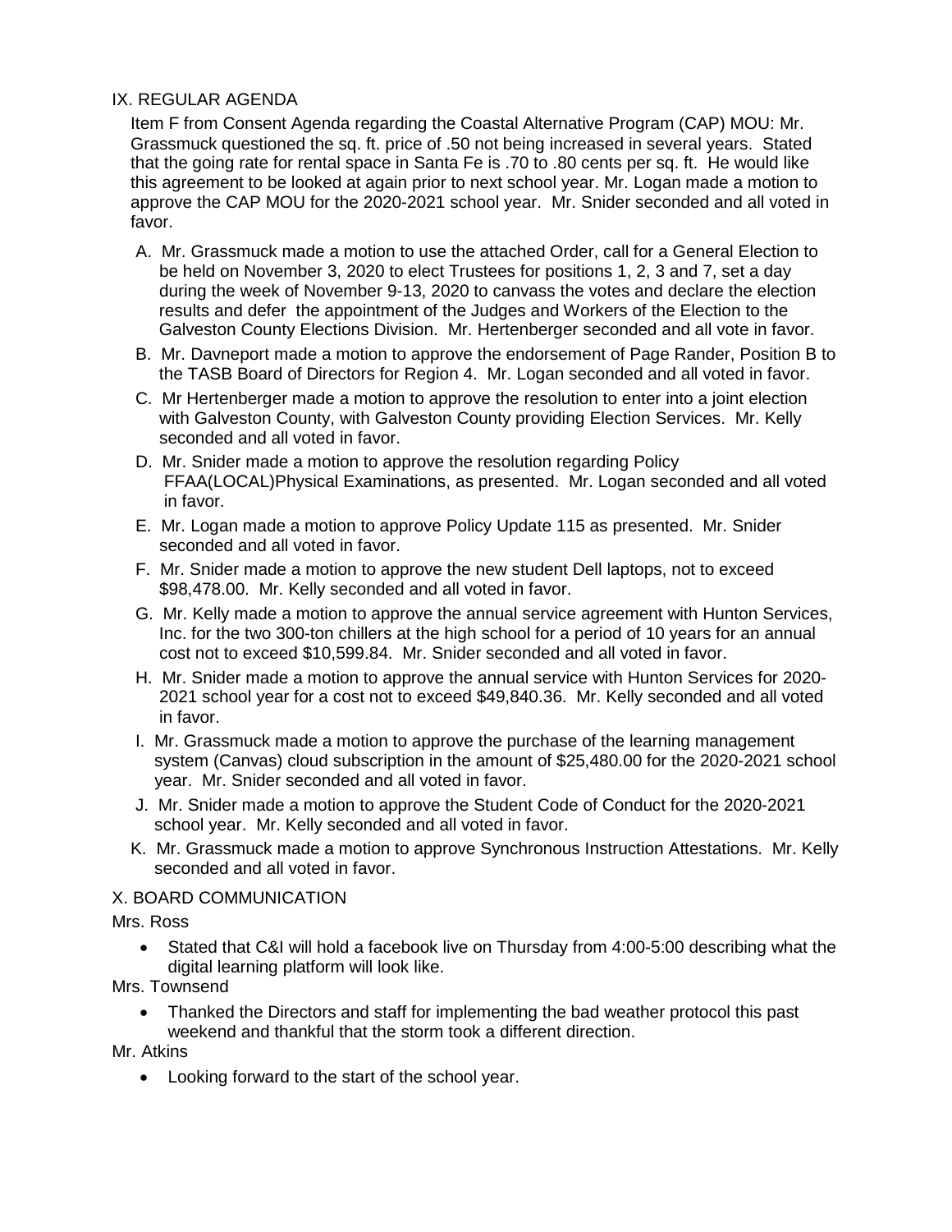## IX. REGULAR AGENDA

Item F from Consent Agenda regarding the Coastal Alternative Program (CAP) MOU: Mr. Grassmuck questioned the sq. ft. price of .50 not being increased in several years. Stated that the going rate for rental space in Santa Fe is .70 to .80 cents per sq. ft. He would like this agreement to be looked at again prior to next school year. Mr. Logan made a motion to approve the CAP MOU for the 2020-2021 school year. Mr. Snider seconded and all voted in favor.

A. Mr. Grassmuck made a motion to use the attached Order, call for a General Election to be held on November 3, 2020 to elect Trustees for positions 1, 2, 3 and 7, set a day during the week of November 9-13, 2020 to canvass the votes and declare the election results and defer the appointment of the Judges and Workers of the Election to the Galveston County Elections Division. Mr. Hertenberger seconded and all vote in favor.

B. Mr. Davneport made a motion to approve the endorsement of Page Rander, Position B to the TASB Board of Directors for Region 4. Mr. Logan seconded and all voted in favor.

C. Mr Hertenberger made a motion to approve the resolution to enter into a joint election with Galveston County, with Galveston County providing Election Services. Mr. Kelly seconded and all voted in favor.

D. Mr. Snider made a motion to approve the resolution regarding Policy FFAA(LOCAL)Physical Examinations, as presented. Mr. Logan seconded and all voted in favor.

E. Mr. Logan made a motion to approve Policy Update 115 as presented. Mr. Snider seconded and all voted in favor.

F. Mr. Snider made a motion to approve the new student Dell laptops, not to exceed $98,478.00. Mr. Kelly seconded and all voted in favor.

G. Mr. Kelly made a motion to approve the annual service agreement with Hunton Services, Inc. for the two 300-ton chillers at the high school for a period of 10 years for an annual cost not to exceed $10,599.84. Mr. Snider seconded and all voted in favor.

H. Mr. Snider made a motion to approve the annual service with Hunton Services for 2020-2021 school year for a cost not to exceed $49,840.36. Mr. Kelly seconded and all voted in favor.

I. Mr. Grassmuck made a motion to approve the purchase of the learning management system (Canvas) cloud subscription in the amount of $25,480.00 for the 2020-2021 school year. Mr. Snider seconded and all voted in favor.

J. Mr. Snider made a motion to approve the Student Code of Conduct for the 2020-2021 school year. Mr. Kelly seconded and all voted in favor.

K. Mr. Grassmuck made a motion to approve Synchronous Instruction Attestations. Mr. Kelly seconded and all voted in favor.

## X. BOARD COMMUNICATION

Mrs. Ross

- Stated that C&I will hold a facebook live on Thursday from 4:00-5:00 describing what the digital learning platform will look like.

Mrs. Townsend

- Thanked the Directors and staff for implementing the bad weather protocol this past weekend and thankful that the storm took a different direction.

Mr. Atkins

- Looking forward to the start of the school year.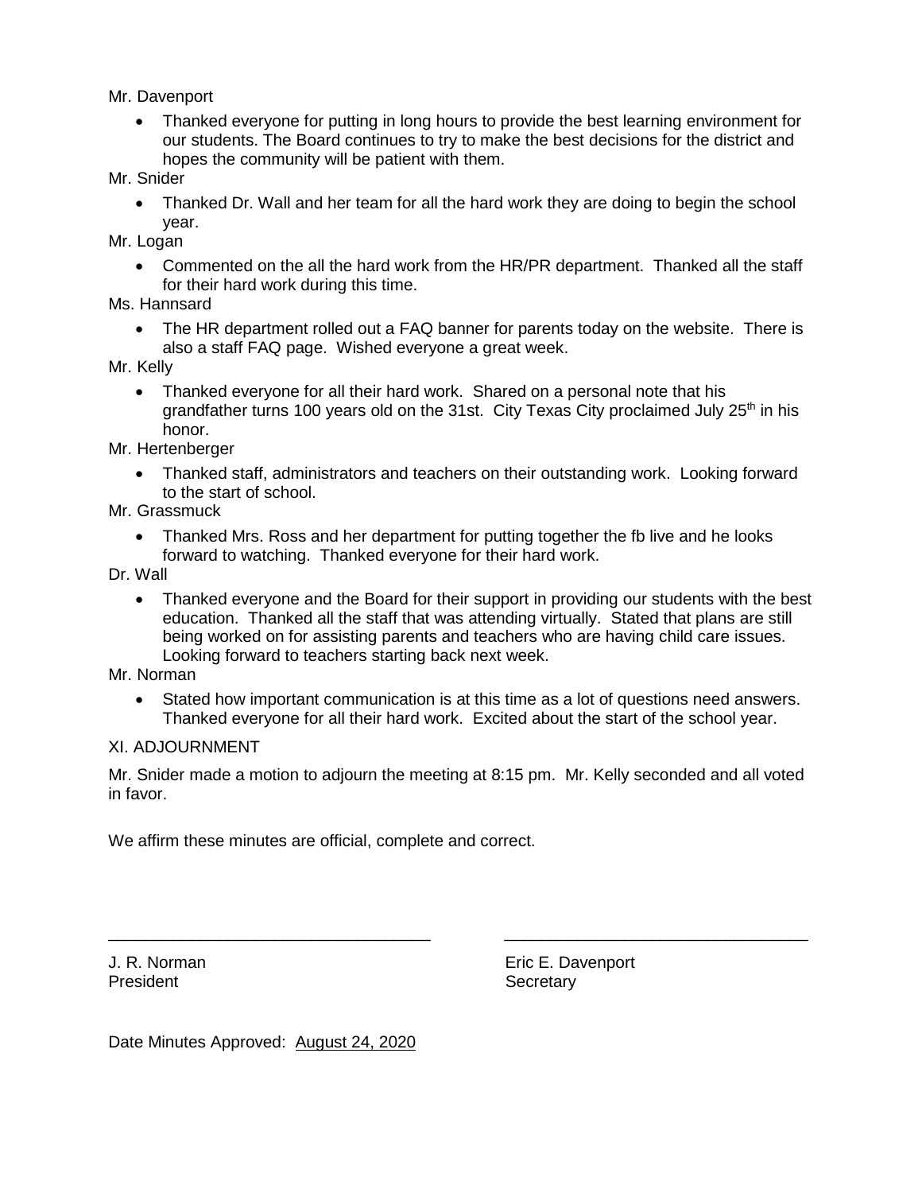Mr. Davenport

- Thanked everyone for putting in long hours to provide the best learning environment for our students. The Board continues to try to make the best decisions for the district and hopes the community will be patient with them.

Mr. Snider

- Thanked Dr. Wall and her team for all the hard work they are doing to begin the school year.

Mr. Logan

- Commented on the all the hard work from the HR/PR department. Thanked all the staff for their hard work during this time.

Ms. Hannsard

- The HR department rolled out a FAQ banner for parents today on the website. There is also a staff FAQ page. Wished everyone a great week.

Mr. Kelly

- Thanked everyone for all their hard work. Shared on a personal note that his grandfather turns 100 years old on the 31st. City Texas City proclaimed July 25th in his honor.

Mr. Hertenberger

- Thanked staff, administrators and teachers on their outstanding work. Looking forward to the start of school.

Mr. Grassmuck

- Thanked Mrs. Ross and her department for putting together the fb live and he looks forward to watching. Thanked everyone for their hard work.

Dr. Wall

- Thanked everyone and the Board for their support in providing our students with the best education. Thanked all the staff that was attending virtually. Stated that plans are still being worked on for assisting parents and teachers who are having child care issues. Looking forward to teachers starting back next week.

Mr. Norman

- Stated how important communication is at this time as a lot of questions need answers. Thanked everyone for all their hard work. Excited about the start of the school year.

XI. ADJOURNMENT

Mr. Snider made a motion to adjourn the meeting at 8:15 pm. Mr. Kelly seconded and all voted in favor.

We affirm these minutes are official, complete and correct.

\_\_\_\_\_\_\_\_\_\_\_\_\_\_\_\_\_\_\_\_\_\_\_\_\_\_\_\_\_\_\_\_\_\_\_ \_\_\_\_\_\_\_\_\_\_\_\_\_\_\_\_\_\_\_\_\_\_\_\_\_\_\_\_\_\_\_\_\_\_\_

J. R. Norman
President

Eric E. Davenport
Secretary

Date Minutes Approved: August 24, 2020